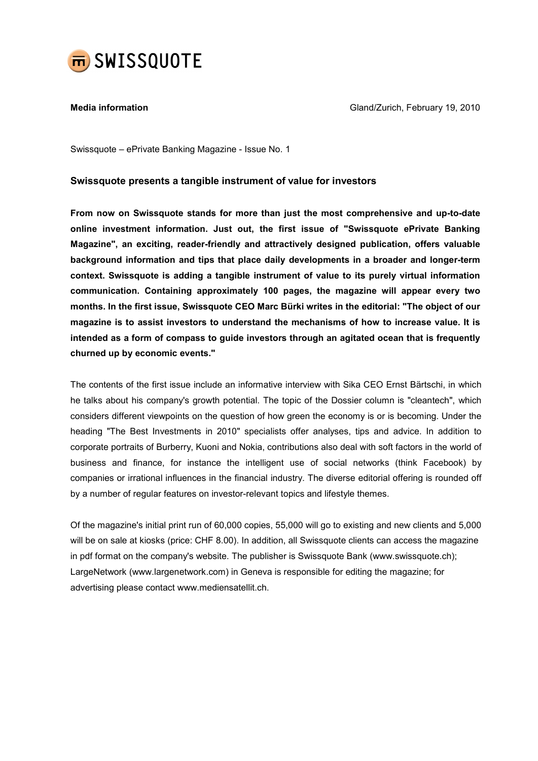SWISSQUOTE

**Media information** Gland/Zurich, February 19, 2010

Swissquote – ePrivate Banking Magazine - Issue No. 1

### Swissquote presents a tangible instrument of value for investors

**From now on Swissquote stands for more than just the most comprehensive and up-to-date online investment information. Just out, the first issue of "Swissquote ePrivate Banking Magazine", an exciting, reader-friendly and attractively designed publication, offers valuable background information and tips that place daily developments in a broader and longer-term context. Swissquote is adding a tangible instrument of value to its purely virtual information communication. Containing approximately 100 pages, the magazine will appear every two months. In the first issue, Swissquote CEO Marc Bürki writes in the editorial: "The object of our magazine is to assist investors to understand the mechanisms of how to increase value. It is intended as a form of compass to guide investors through an agitated ocean that is frequently churned up by economic events."**

The contents of the first issue include an informative interview with Sika CEO Ernst Bärtschi, in which he talks about his company's growth potential. The topic of the Dossier column is "cleantech", which considers different viewpoints on the question of how green the economy is or is becoming. Under the heading "The Best Investments in 2010" specialists offer analyses, tips and advice. In addition to corporate portraits of Burberry, Kuoni and Nokia, contributions also deal with soft factors in the world of business and finance, for instance the intelligent use of social networks (think Facebook) by companies or irrational influences in the financial industry. The diverse editorial offering is rounded off by a number of regular features on investor-relevant topics and lifestyle themes.

Of the magazine's initial print run of 60,000 copies, 55,000 will go to existing and new clients and 5,000 will be on sale at kiosks (price: CHF 8.00). In addition, all Swissquote clients can access the magazine in pdf format on the company's website. The publisher is Swissquote Bank (www.swissquote.ch); LargeNetwork (www.largenetwork.com) in Geneva is responsible for editing the magazine; for advertising please contact www.mediensatellit.ch.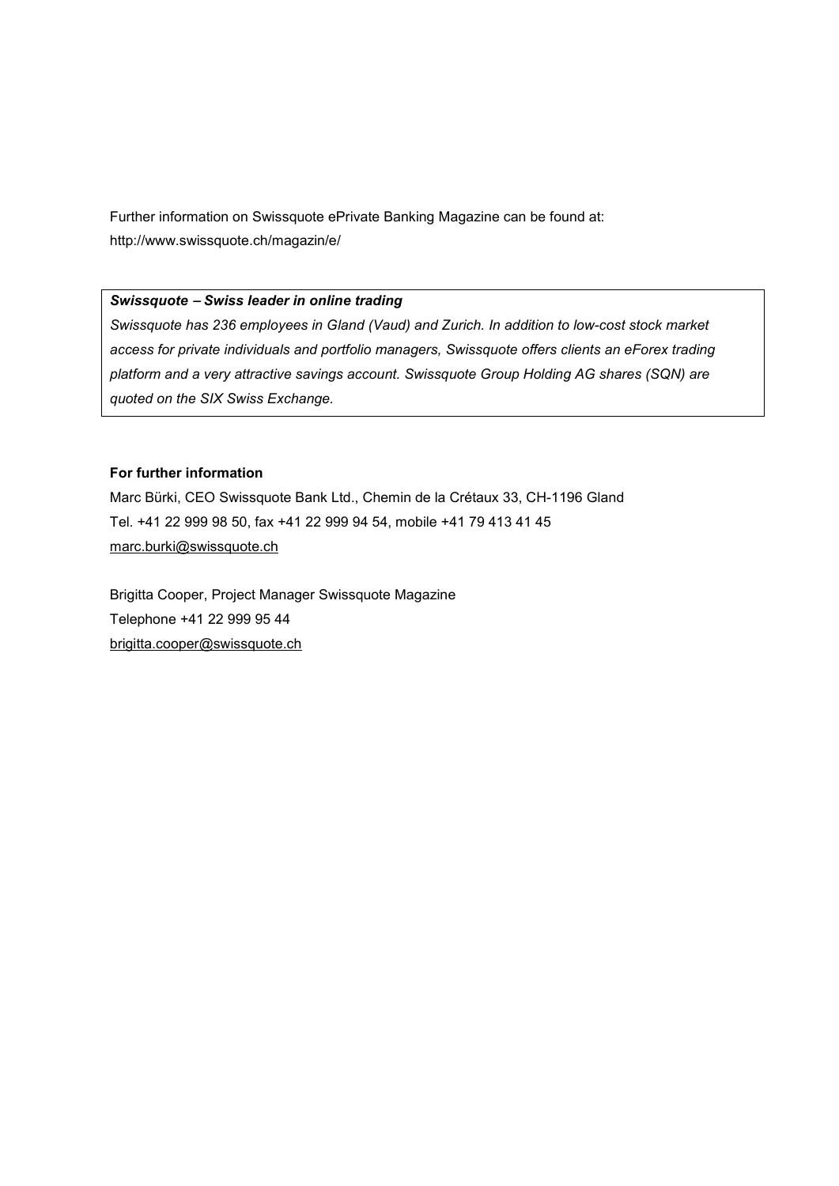Further information on Swissquote ePrivate Banking Magazine can be found at:
http://www.swissquote.ch/magazin/e/

***Swissquote – Swiss leader in online trading***

*Swissquote has 236 employees in Gland (Vaud) and Zurich. In addition to low-cost stock market access for private individuals and portfolio managers, Swissquote offers clients an eForex trading platform and a very attractive savings account. Swissquote Group Holding AG shares (SQN) are quoted on the SIX Swiss Exchange.*

**For further information**

Marc Bürki, CEO Swissquote Bank Ltd., Chemin de la Crétaux 33, CH-1196 Gland
Tel. +41 22 999 98 50, fax +41 22 999 94 54, mobile +41 79 413 41 45
marc.burki@swissquote.ch

Brigitta Cooper, Project Manager Swissquote Magazine
Telephone +41 22 999 95 44
brigitta.cooper@swissquote.ch